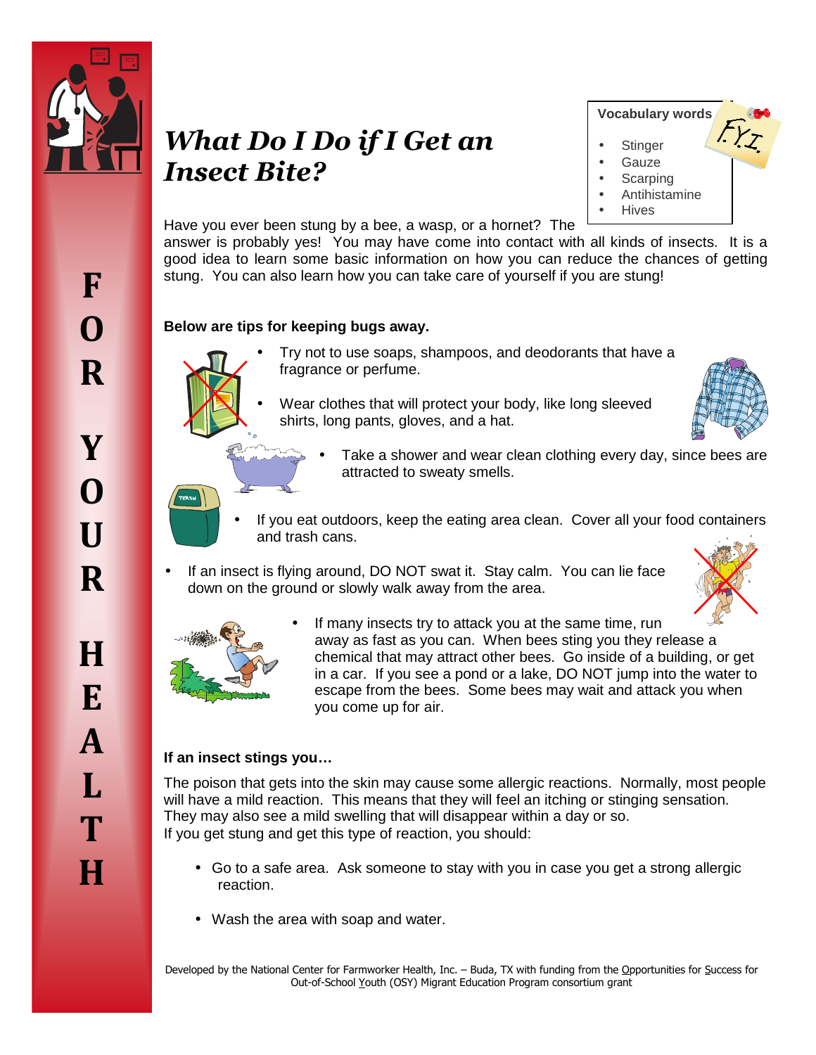# *What Do I Do if I Get an Insect Bite?*

**Vocabulary words**

- Stinger
- Gauze
- Scarping
- Antihistamine
- Hives

FOR YOUR HEALTH

Have you ever been stung by a bee, a wasp, or a hornet? The answer is probably yes! You may have come into contact with all kinds of insects. It is a good idea to learn some basic information on how you can reduce the chances of getting stung. You can also learn how you can take care of yourself if you are stung!

**Below are tips for keeping bugs away.**

- Try not to use soaps, shampoos, and deodorants that have a fragrance or perfume.
- Wear clothes that will protect your body, like long sleeved shirts, long pants, gloves, and a hat.
- Take a shower and wear clean clothing every day, since bees are attracted to sweaty smells.
- If you eat outdoors, keep the eating area clean. Cover all your food containers and trash cans.
- If an insect is flying around, DO NOT swat it. Stay calm. You can lie face down on the ground or slowly walk away from the area.
- If many insects try to attack you at the same time, run away as fast as you can. When bees sting you they release a chemical that may attract other bees. Go inside of a building, or get in a car. If you see a pond or a lake, DO NOT jump into the water to escape from the bees. Some bees may wait and attack you when you come up for air.

**If an insect stings you…**

The poison that gets into the skin may cause some allergic reactions. Normally, most people will have a mild reaction. This means that they will feel an itching or stinging sensation. They may also see a mild swelling that will disappear within a day or so.
If you get stung and get this type of reaction, you should:

- Go to a safe area. Ask someone to stay with you in case you get a strong allergic reaction.
- Wash the area with soap and water.

Developed by the National Center for Farmworker Health, Inc. – Buda, TX with funding from the Opportunities for Success for Out-of-School Youth (OSY) Migrant Education Program consortium grant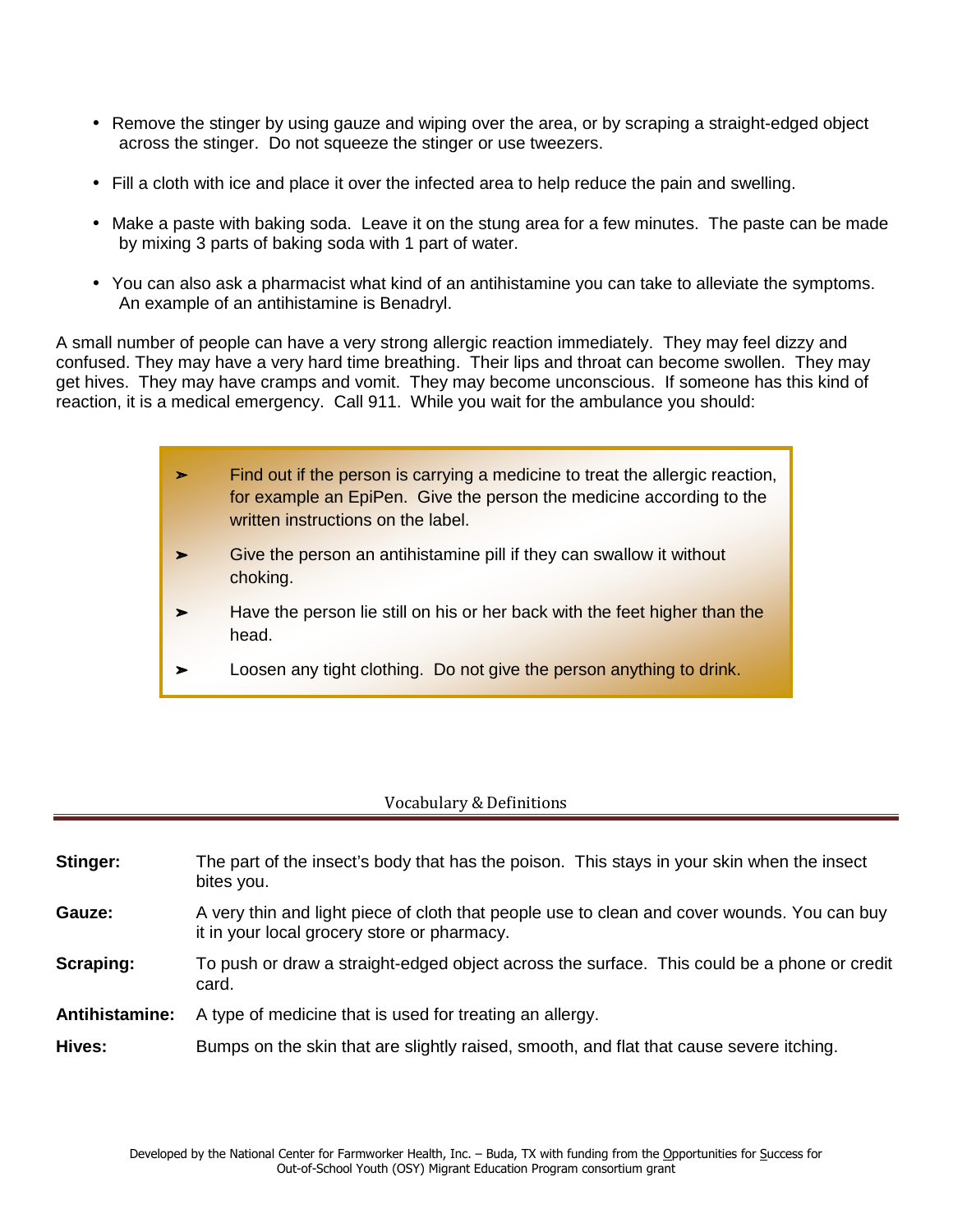- Remove the stinger by using gauze and wiping over the area, or by scraping a straight-edged object across the stinger. Do not squeeze the stinger or use tweezers.
- Fill a cloth with ice and place it over the infected area to help reduce the pain and swelling.
- Make a paste with baking soda. Leave it on the stung area for a few minutes. The paste can be made by mixing 3 parts of baking soda with 1 part of water.
- You can also ask a pharmacist what kind of an antihistamine you can take to alleviate the symptoms. An example of an antihistamine is Benadryl.

A small number of people can have a very strong allergic reaction immediately. They may feel dizzy and confused. They may have a very hard time breathing. Their lips and throat can become swollen. They may get hives. They may have cramps and vomit. They may become unconscious. If someone has this kind of reaction, it is a medical emergency. Call 911. While you wait for the ambulance you should:

> ➢ Find out if the person is carrying a medicine to treat the allergic reaction, for example an EpiPen. Give the person the medicine according to the written instructions on the label.
>
> ➢ Give the person an antihistamine pill if they can swallow it without choking.
>
> ➢ Have the person lie still on his or her back with the feet higher than the head.
>
> ➢ Loosen any tight clothing. Do not give the person anything to drink.

## Vocabulary & Definitions

| | |
|---|---|
| **Stinger:** | The part of the insect's body that has the poison. This stays in your skin when the insect bites you. |
| **Gauze:** | A very thin and light piece of cloth that people use to clean and cover wounds. You can buy it in your local grocery store or pharmacy. |
| **Scraping:** | To push or draw a straight-edged object across the surface. This could be a phone or credit card. |
| **Antihistamine:** | A type of medicine that is used for treating an allergy. |
| **Hives:** | Bumps on the skin that are slightly raised, smooth, and flat that cause severe itching. |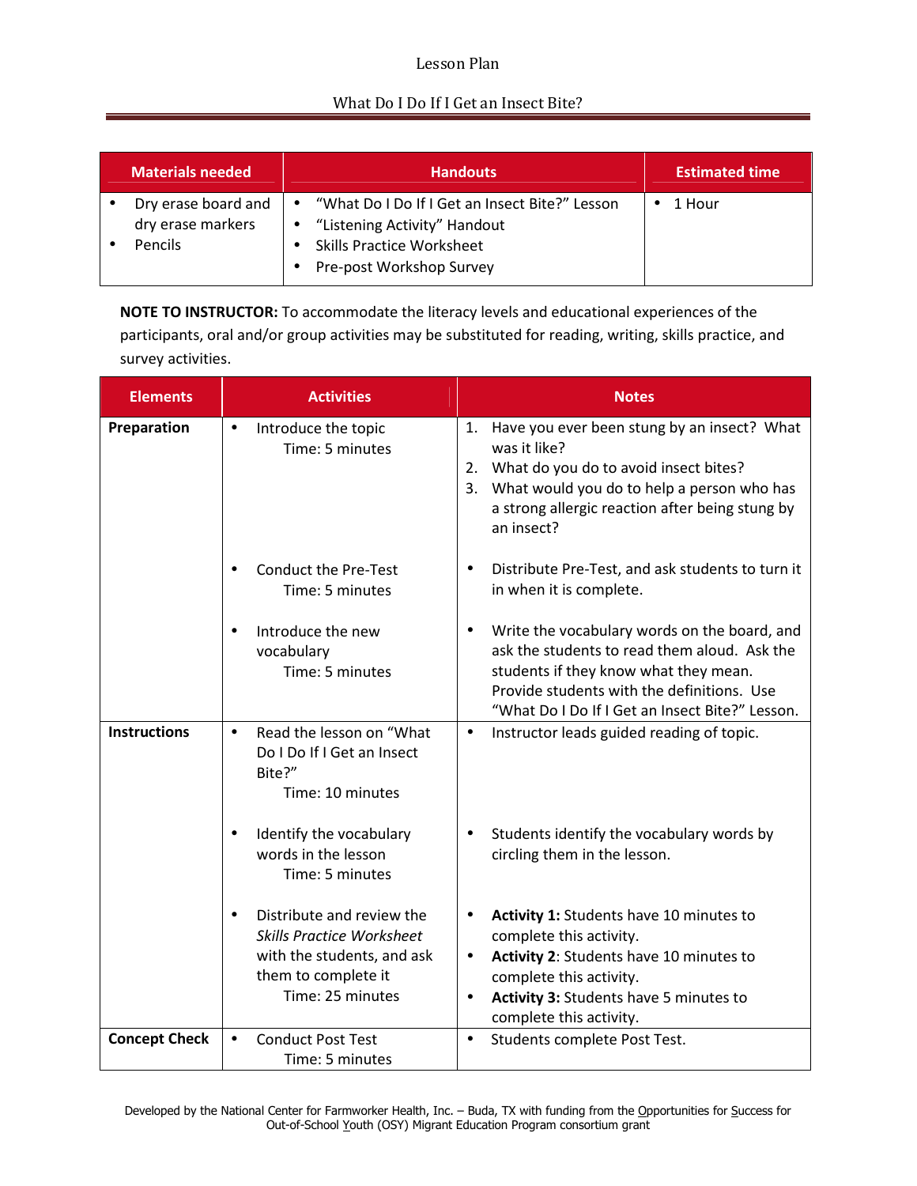# Lesson Plan

## What Do I Do If I Get an Insect Bite?

| Materials needed | Handouts | Estimated time |
|---|---|---|
| • Dry erase board and dry erase markers<br>• Pencils | • "What Do I Do If I Get an Insect Bite?" Lesson<br>• "Listening Activity" Handout<br>• Skills Practice Worksheet<br>• Pre-post Workshop Survey | • 1 Hour |

**NOTE TO INSTRUCTOR:** To accommodate the literacy levels and educational experiences of the participants, oral and/or group activities may be substituted for reading, writing, skills practice, and survey activities.

| Elements | Activities | Notes |
|---|---|---|
| **Preparation** | • Introduce the topic<br>Time: 5 minutes | 1. Have you ever been stung by an insect? What was it like?<br>2. What do you do to avoid insect bites?<br>3. What would you do to help a person who has a strong allergic reaction after being stung by an insect? |
| | • Conduct the Pre-Test<br>Time: 5 minutes | • Distribute Pre-Test, and ask students to turn it in when it is complete. |
| | • Introduce the new vocabulary<br>Time: 5 minutes | • Write the vocabulary words on the board, and ask the students to read them aloud. Ask the students if they know what they mean. Provide students with the definitions. Use "What Do I Do If I Get an Insect Bite?" Lesson. |
| **Instructions** | • Read the lesson on "What Do I Do If I Get an Insect Bite?"<br>Time: 10 minutes | • Instructor leads guided reading of topic. |
| | • Identify the vocabulary words in the lesson<br>Time: 5 minutes | • Students identify the vocabulary words by circling them in the lesson. |
| | • Distribute and review the *Skills Practice Worksheet* with the students, and ask them to complete it<br>Time: 25 minutes | • **Activity 1:** Students have 10 minutes to complete this activity.<br>• **Activity 2**: Students have 10 minutes to complete this activity.<br>• **Activity 3:** Students have 5 minutes to complete this activity. |
| **Concept Check** | • Conduct Post Test<br>Time: 5 minutes | • Students complete Post Test. |

Developed by the National Center for Farmworker Health, Inc. – Buda, TX with funding from the Opportunities for Success for Out-of-School Youth (OSY) Migrant Education Program consortium grant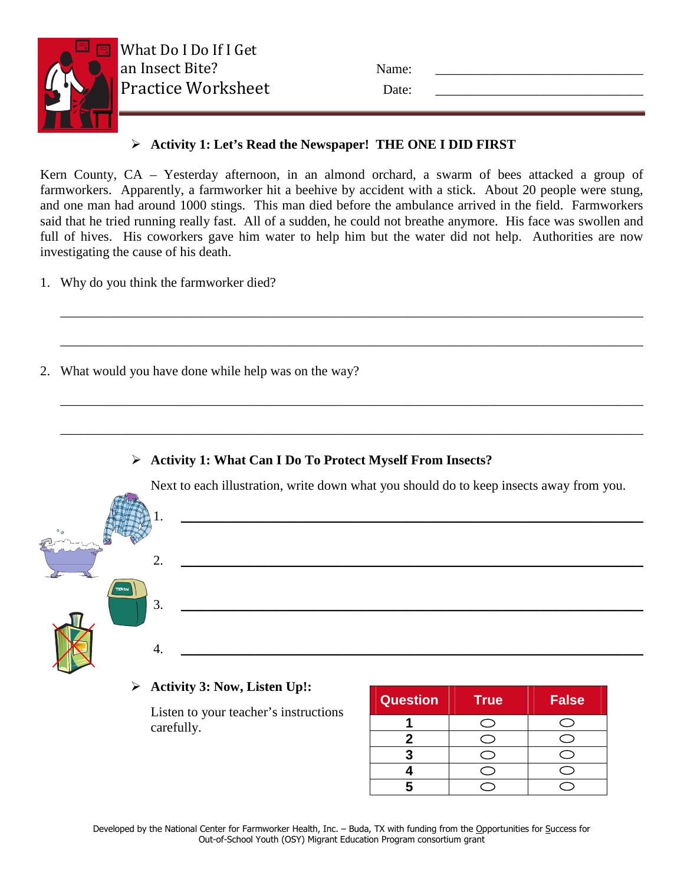# What Do I Do If I Get an Insect Bite? Practice Worksheet

Name: ______________________________

Date: ______________________________

- **Activity 1: Let's Read the Newspaper! THE ONE I DID FIRST**

Kern County, CA – Yesterday afternoon, in an almond orchard, a swarm of bees attacked a group of farmworkers. Apparently, a farmworker hit a beehive by accident with a stick. About 20 people were stung, and one man had around 1000 stings. This man died before the ambulance arrived in the field. Farmworkers said that he tried running really fast. All of a sudden, he could not breathe anymore. His face was swollen and full of hives. His coworkers gave him water to help him but the water did not help. Authorities are now investigating the cause of his death.

1. Why do you think the farmworker died?

_______________________________________________________________________________

_______________________________________________________________________________

2. What would you have done while help was on the way?

_______________________________________________________________________________

_______________________________________________________________________________

- **Activity 1: What Can I Do To Protect Myself From Insects?**

Next to each illustration, write down what you should do to keep insects away from you.

1. ______________________________________________________________

2. ______________________________________________________________

3. ______________________________________________________________

4. ______________________________________________________________

- **Activity 3: Now, Listen Up!:**

Listen to your teacher's instructions carefully.

| Question | True | False |
|---|---|---|
| 1 | ○ | ○ |
| 2 | ○ | ○ |
| 3 | ○ | ○ |
| 4 | ○ | ○ |
| 5 | ○ | ○ |

Developed by the National Center for Farmworker Health, Inc. – Buda, TX with funding from the Opportunities for Success for Out-of-School Youth (OSY) Migrant Education Program consortium grant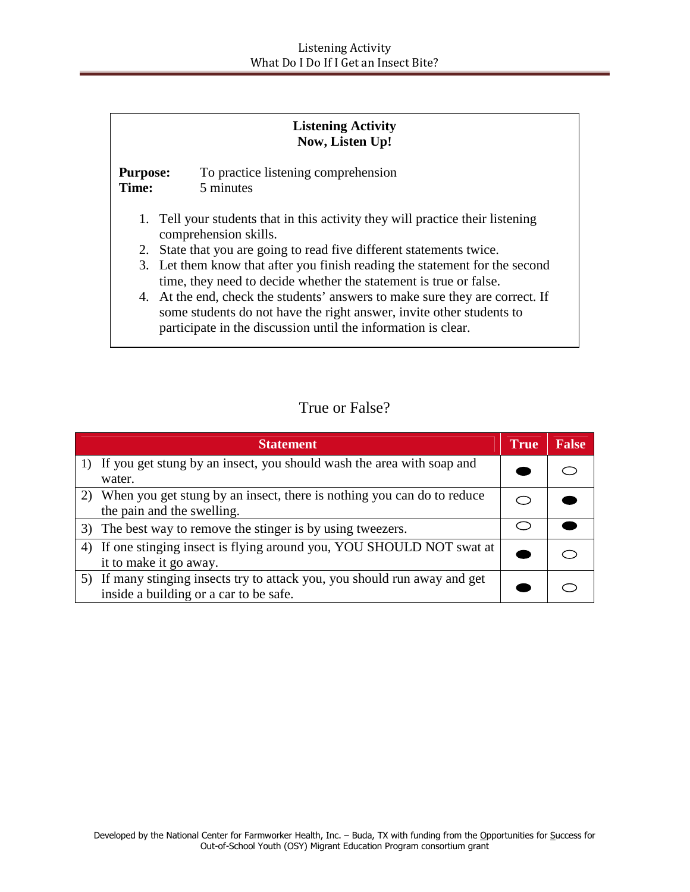## Listening Activity
## Now, Listen Up!

**Purpose:** To practice listening comprehension
**Time:** 5 minutes

1. Tell your students that in this activity they will practice their listening comprehension skills.
2. State that you are going to read five different statements twice.
3. Let them know that after you finish reading the statement for the second time, they need to decide whether the statement is true or false.
4. At the end, check the students' answers to make sure they are correct. If some students do not have the right answer, invite other students to participate in the discussion until the information is clear.

## True or False?

| Statement | True | False |
|---|---|---|
| 1) If you get stung by an insect, you should wash the area with soap and water. | ● | ○ |
| 2) When you get stung by an insect, there is nothing you can do to reduce the pain and the swelling. | ○ | ● |
| 3) The best way to remove the stinger is by using tweezers. | ○ | ● |
| 4) If one stinging insect is flying around you, YOU SHOULD NOT swat at it to make it go away. | ● | ○ |
| 5) If many stinging insects try to attack you, you should run away and get inside a building or a car to be safe. | ● | ○ |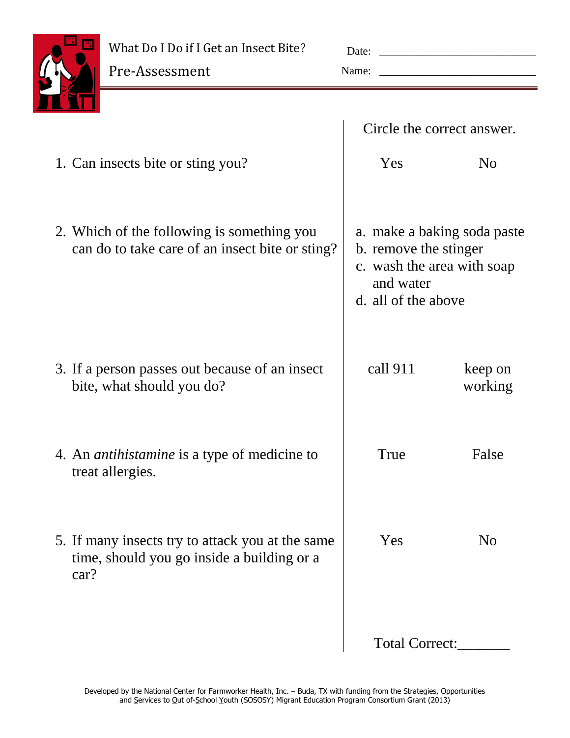What Do I Do if I Get an Insect Bite?

Pre-Assessment

Date: ___________________________

Name: ___________________________

Circle the correct answer.

1. Can insects bite or sting you?

   Yes  No

2. Which of the following is something you can do to take care of an insect bite or sting?

   a. make a baking soda paste
   b. remove the stinger
   c. wash the area with soap and water
   d. all of the above

3. If a person passes out because of an insect bite, what should you do?

   call 911  keep on working

4. An *antihistamine* is a type of medicine to treat allergies.

   True  False

5. If many insects try to attack you at the same time, should you go inside a building or a car?

   Yes  No

Total Correct:_______

Developed by the National Center for Farmworker Health, Inc. – Buda, TX with funding from the Strategies, Opportunities and Services to Out of-School Youth (SOSOSY) Migrant Education Program Consortium Grant (2013)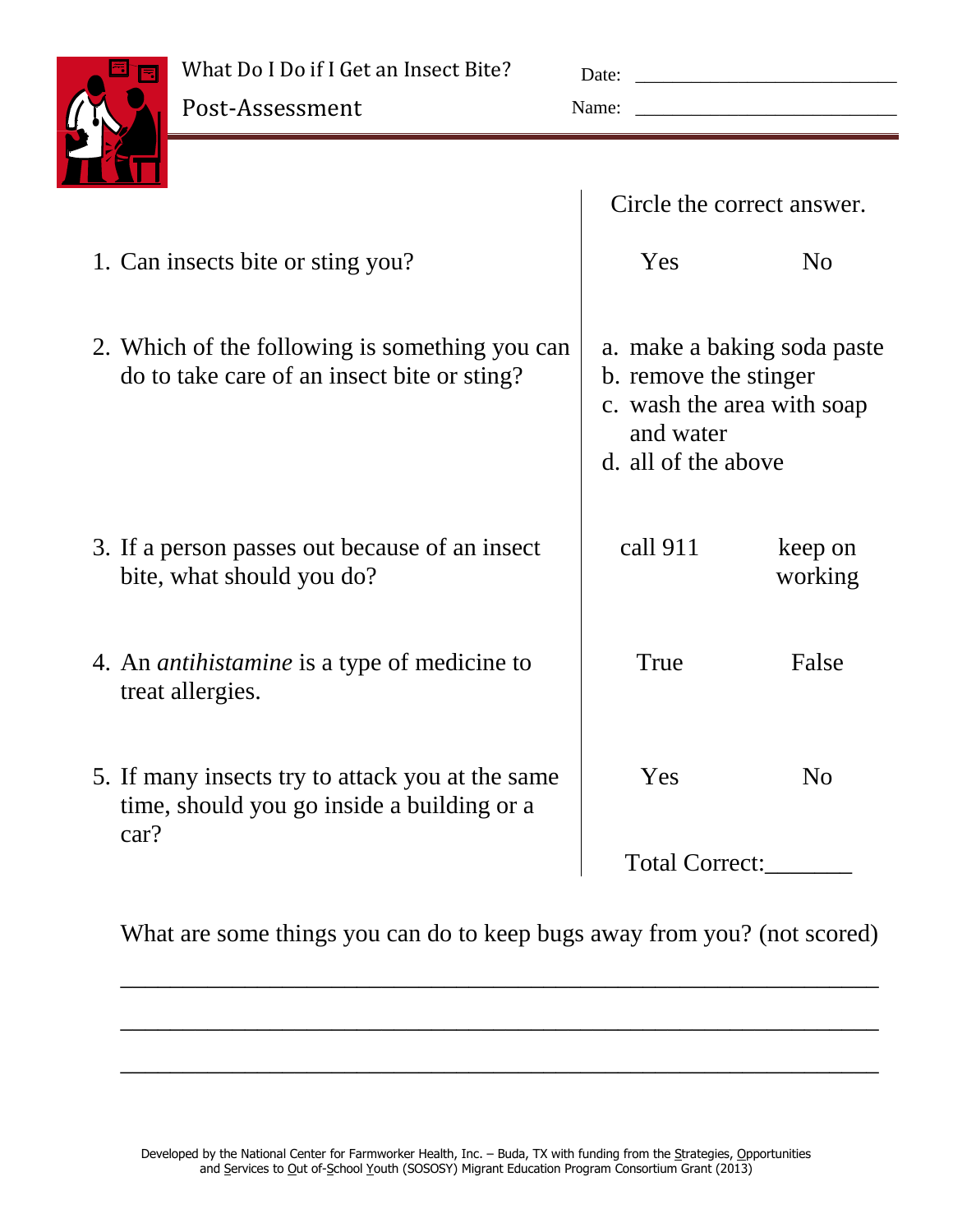What Do I Do if I Get an Insect Bite?

Post-Assessment

Date: ___________________________

Name: ___________________________

| | Circle the correct answer. |
|---|---|
| 1. Can insects bite or sting you? | Yes No |
| 2. Which of the following is something you can do to take care of an insect bite or sting? | a. make a baking soda paste<br>b. remove the stinger<br>c. wash the area with soap and water<br>d. all of the above |
| 3. If a person passes out because of an insect bite, what should you do? | call 911 keep on working |
| 4. An *antihistamine* is a type of medicine to treat allergies. | True False |
| 5. If many insects try to attack you at the same time, should you go inside a building or a car? | Yes No |
| | Total Correct:_______ |

What are some things you can do to keep bugs away from you? (not scored)

_______________________________________________________________

_______________________________________________________________

_______________________________________________________________

Developed by the National Center for Farmworker Health, Inc. – Buda, TX with funding from the Strategies, Opportunities and Services to Out of-School Youth (SOSOSY) Migrant Education Program Consortium Grant (2013)